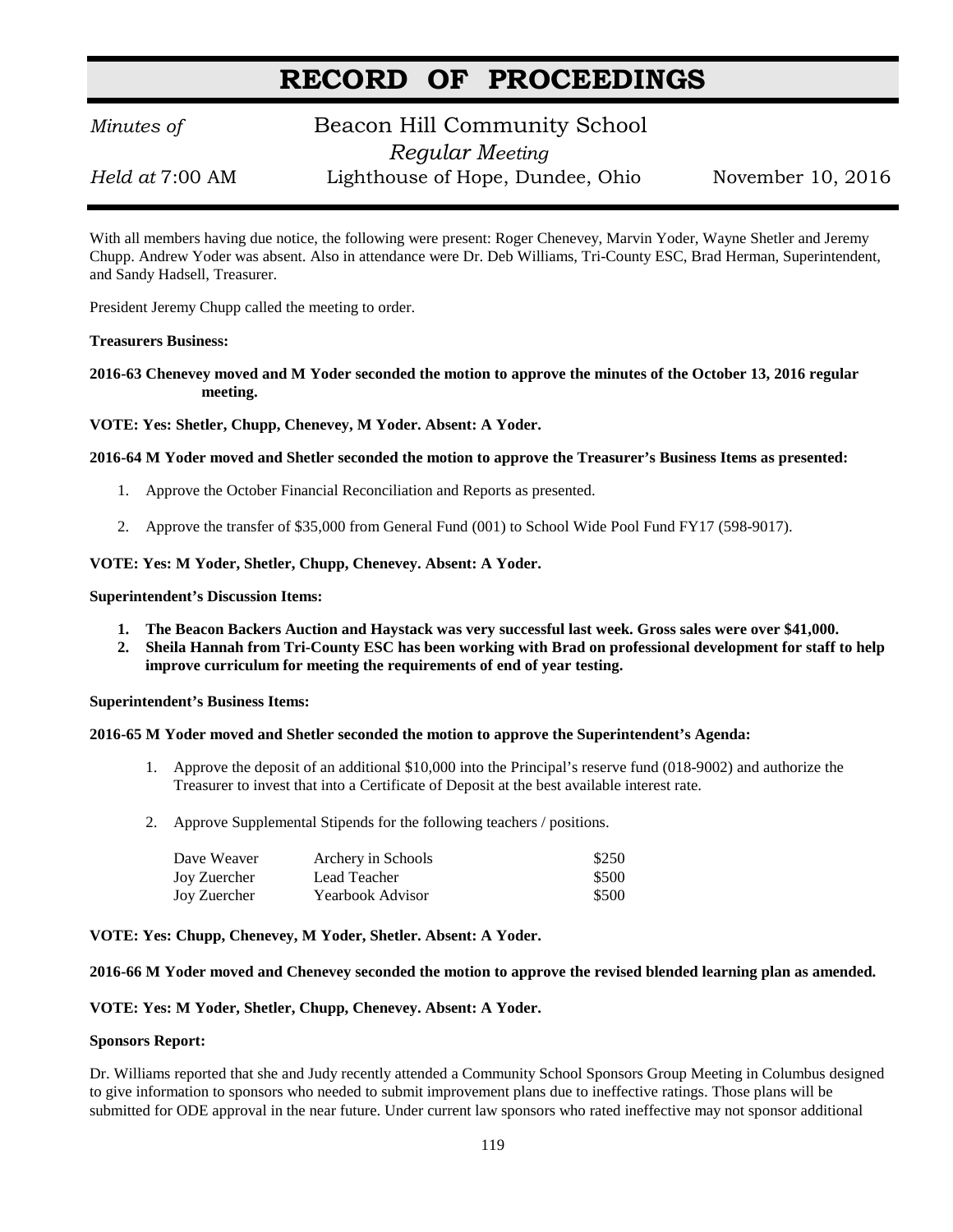# RECORD OF PROCEEDINGS

*Minutes of* Beacon Hill Community School

*Regular Meeting*

*Held at* 7:00 AM Lighthouse of Hope, Dundee, Ohio November 10, 2016

With all members having due notice, the following were present: Roger Chenevey, Marvin Yoder, Wayne Shetler and Jeremy Chupp. Andrew Yoder was absent. Also in attendance were Dr. Deb Williams, Tri-County ESC, Brad Herman, Superintendent, and Sandy Hadsell, Treasurer.

President Jeremy Chupp called the meeting to order.

**Treasurers Business:**

**2016-63 Chenevey moved and M Yoder seconded the motion to approve the minutes of the October 13, 2016 regular meeting.**

**VOTE: Yes: Shetler, Chupp, Chenevey, M Yoder. Absent: A Yoder.**

**2016-64 M Yoder moved and Shetler seconded the motion to approve the Treasurer's Business Items as presented:**

1. Approve the October Financial Reconciliation and Reports as presented.
2. Approve the transfer of $35,000 from General Fund (001) to School Wide Pool Fund FY17 (598-9017).

**VOTE: Yes: M Yoder, Shetler, Chupp, Chenevey. Absent: A Yoder.**

**Superintendent's Discussion Items:**

1. **The Beacon Backers Auction and Haystack was very successful last week. Gross sales were over $41,000.**
2. **Sheila Hannah from Tri-County ESC has been working with Brad on professional development for staff to help improve curriculum for meeting the requirements of end of year testing.**

**Superintendent's Business Items:**

**2016-65 M Yoder moved and Shetler seconded the motion to approve the Superintendent's Agenda:**

1. Approve the deposit of an additional $10,000 into the Principal's reserve fund (018-9002) and authorize the Treasurer to invest that into a Certificate of Deposit at the best available interest rate.
2. Approve Supplemental Stipends for the following teachers / positions.

| | | |
|---|---|---|
| Dave Weaver | Archery in Schools | $250 |
| Joy Zuercher | Lead Teacher | $500 |
| Joy Zuercher | Yearbook Advisor | $500 |

**VOTE: Yes: Chupp, Chenevey, M Yoder, Shetler. Absent: A Yoder.**

**2016-66 M Yoder moved and Chenevey seconded the motion to approve the revised blended learning plan as amended.**

**VOTE: Yes: M Yoder, Shetler, Chupp, Chenevey. Absent: A Yoder.**

**Sponsors Report:**

Dr. Williams reported that she and Judy recently attended a Community School Sponsors Group Meeting in Columbus designed to give information to sponsors who needed to submit improvement plans due to ineffective ratings. Those plans will be submitted for ODE approval in the near future. Under current law sponsors who rated ineffective may not sponsor additional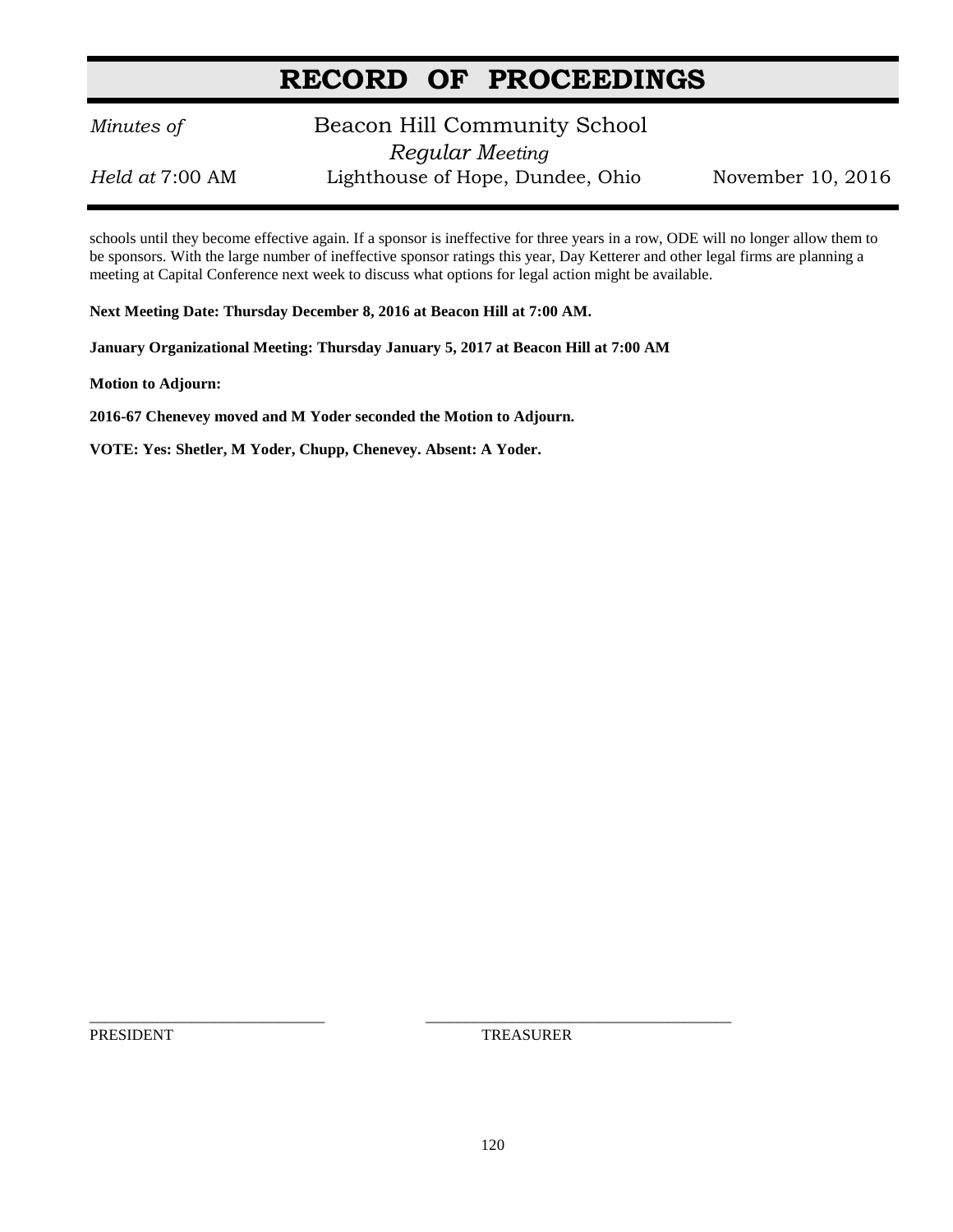schools until they become effective again. If a sponsor is ineffective for three years in a row, ODE will no longer allow them to be sponsors. With the large number of ineffective sponsor ratings this year, Day Ketterer and other legal firms are planning a meeting at Capital Conference next week to discuss what options for legal action might be available.

**Next Meeting Date: Thursday December 8, 2016 at Beacon Hill at 7:00 AM.**

**January Organizational Meeting: Thursday January 5, 2017 at Beacon Hill at 7:00 AM**

**Motion to Adjourn:**

**2016-67 Chenevey moved and M Yoder seconded the Motion to Adjourn.**

**VOTE: Yes: Shetler, M Yoder, Chupp, Chenevey. Absent: A Yoder.**

_____________________________ _____________________________________

PRESIDENT TREASURER